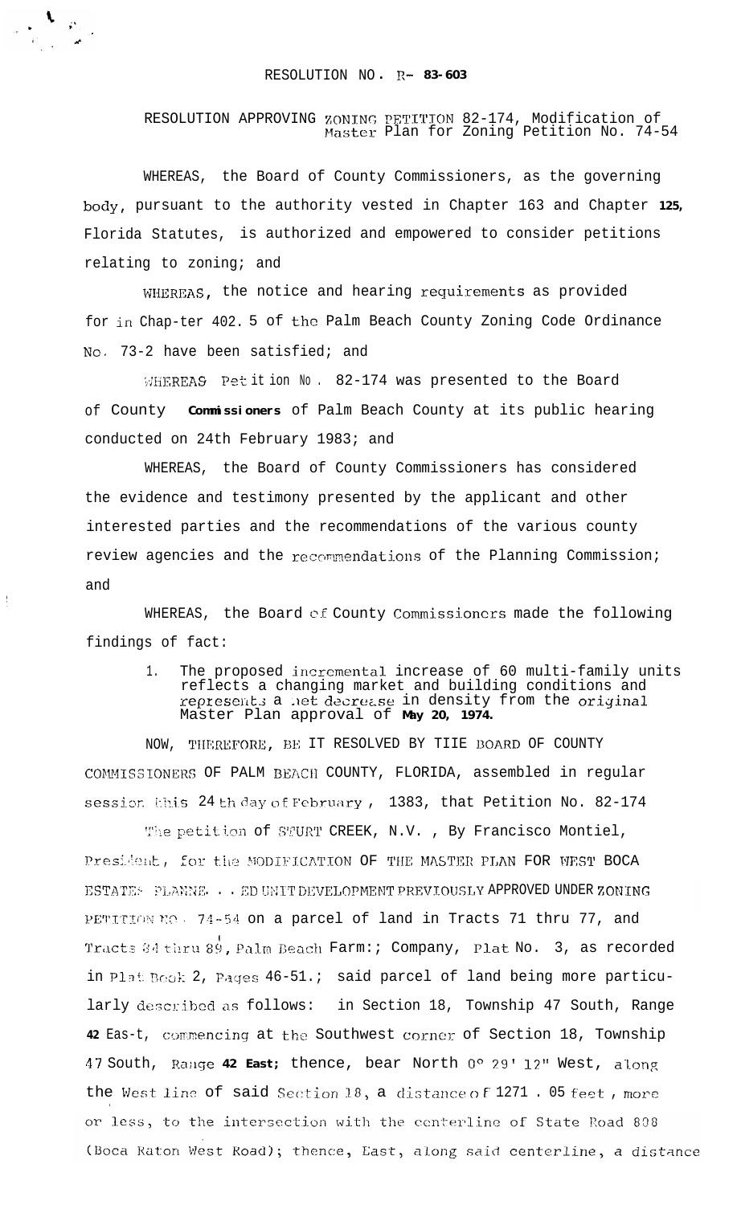RESOLUTION NO. R- 83-603

RESOLUTION APPROVING ZONING PETITION 82-174, Modification of Master Plan for Zoning Petition No. 74-54

WHEREAS, the Board of County Commissioners, as the governing body, pursuant to the authority vested in Chapter 163 and Chapter 125, Florida Statutes, is authorized and empowered to consider petitions relating to zoning; and

WHEREAS, the notice and hearing requirements as provided for in Chap-ter 402. 5 of the Palm Beach County Zoning Code Ordinance No. 73-2 have been satisfied; and

WHEREAS Petition No. 82-174 was presented to the Board of County Commissioners of Palm Beach County at its public hearing conducted on 24th February 1983; and

WHEREAS, the Board of County Commissioners has considered the evidence and testimony presented by the applicant and other interested parties and the recommendations of the various county review agencies and the recommendations of the Planning Commission; and

WHEREAS, the Board of County Commissioners made the following findings of fact:

1. The proposed incremental increase of 60 multi-family units reflects a changing market and building conditions and represents a net decrease in density from the original Master Plan approval of May 20, 1974.

NOW, THEREFORE, BE IT RESOLVED BY THE BOARD OF COUNTY COMMISSIONERS OF PALM BEACH COUNTY, FLORIDA, assembled in regular session this 24th day of February, 1383, that Petition No. 82-174

The petition of STURT CREEK, N.V. , By Francisco Montiel, President, for the MODIFICATION OF THE MASTER PLAN FOR WEST BOCA ESTATES PLANNED UNIT DEVELOPMENT PREVIOUSLY APPROVED UNDER ZONING PETITION NO. 74-54 on a parcel of land in Tracts 71 thru 77, and Tracts 84 thru 89, Palm Beach Farms Company, Plat No. 3, as recorded in Plat Book 2, Pages 46-51.; said parcel of land being more particularly described as follows: in Section 18, Township 47 South, Range 42 Eas-t, commencing at the Southwest corner of Section 18, Township 47 South, Range 42 East; thence, bear North 0° 29' 12" West, along the West line of said Section 18, a distance of 1271 . 05 feet , more or less, to the intersection with the centerline of State Road 808 (Boca Raton West Road); thence, East, along said centerline, a distance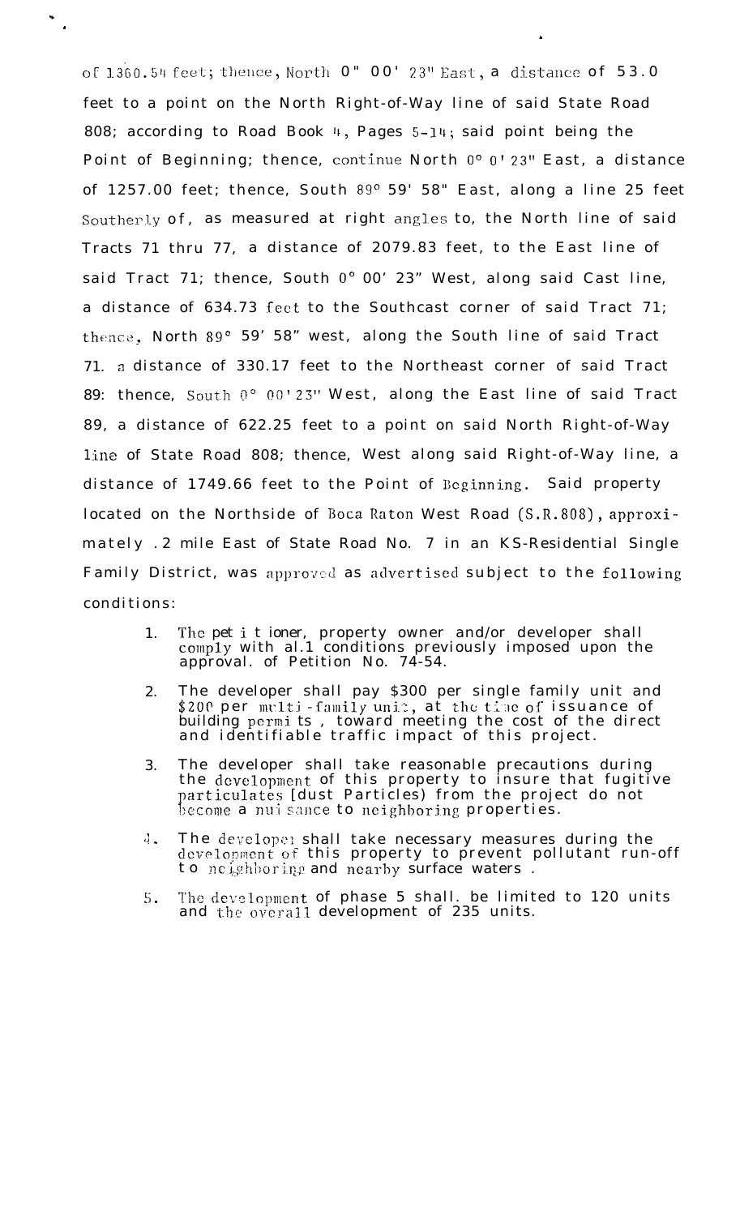of 1360.54 feet; thence, North 0" 00' 23" East, a distance of 53.0 feet to a point on the North Right-of-Way line of said State Road 808; according to Road Book 4, Pages 5-14; said point being the Point of Beginning; thence, continue North 0° 0' 23" East, a distance of 1257.00 feet; thence, South 89° 59' 58" East, along a line 25 feet Southerly of, as measured at right angles to, the North line of said Tracts 71 thru 77, a distance of 2079.83 feet, to the East line of said Tract 71; thence, South 0° 00' 23" West, along said Cast line, a distance of 634.73 feet to the Southcast corner of said Tract 71; thence, North 89° 59' 58" west, along the South line of said Tract 71. a distance of 330.17 feet to the Northeast corner of said Tract 89: thence, South 0° 00'23" West, along the East line of said Tract 89, a distance of 622.25 feet to a point on said North Right-of-Way line of State Road 808; thence, West along said Right-of-Way line, a distance of 1749.66 feet to the Point of Beginning. Said property located on the Northside of Boca Raton West Road (S.R.808), approximately .2 mile East of State Road No. 7 in an KS-Residential Single Family District, was approved as advertised subject to the following conditions:

1. The petitioner, property owner and/or developer shall comply with all conditions previously imposed upon the approval of Petition No. 74-54.
2. The developer shall pay $300 per single family unit and $200 per multi-family unit, at the time of issuance of building permits, toward meeting the cost of the direct and identifiable traffic impact of this project.
3. The developer shall take reasonable precautions during the development of this property to insure that fugitive particulates [dust Particles) from the project do not become a nuisance to neighboring properties.
4. The developer shall take necessary measures during the development of this property to prevent pollutant run-off to neighboring and nearby surface waters.
5. The development of phase 5 shall be limited to 120 units and the overall development of 235 units.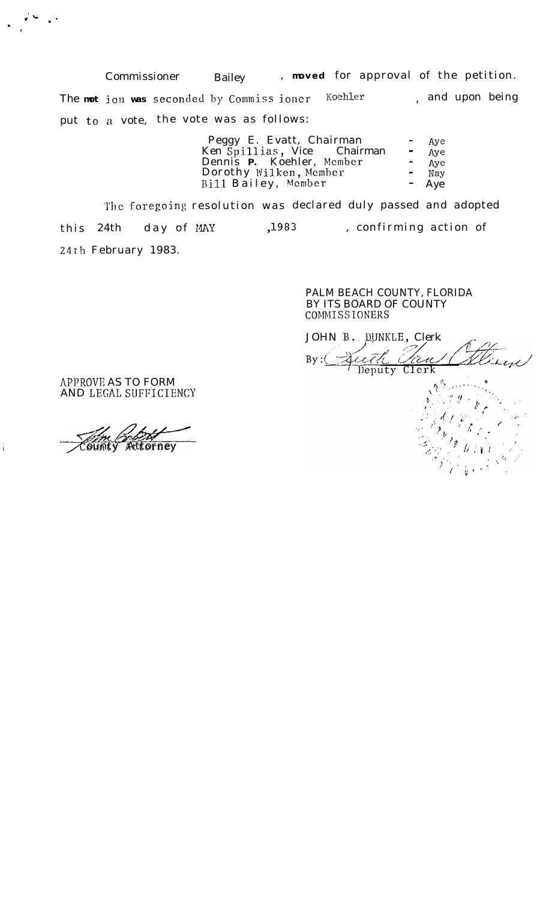Commissioner Bailey, moved for approval of the petition. The motion was seconded by Commissioner Koehler, and upon being put to a vote, the vote was as follows:

| | | |
|---|---|---|
| Peggy E. Evatt, Chairman | - | Aye |
| Ken Spillias, Vice Chairman | - | Aye |
| Dennis P. Koehler, Member | - | Aye |
| Dorothy Wilken, Member | - | Nay |
| Bill Bailey, Member | - | Aye |

The foregoing resolution was declared duly passed and adopted this 24th day of MAY, 1983, confirming action of 24th February 1983.

PALM BEACH COUNTY, FLORIDA
BY ITS BOARD OF COUNTY
COMMISSIONERS

JOHN B. DUNKLE, Clerk

By: Deputy Clerk

APPROVE AS TO FORM
AND LEGAL SUFFICIENCY

County Attorney